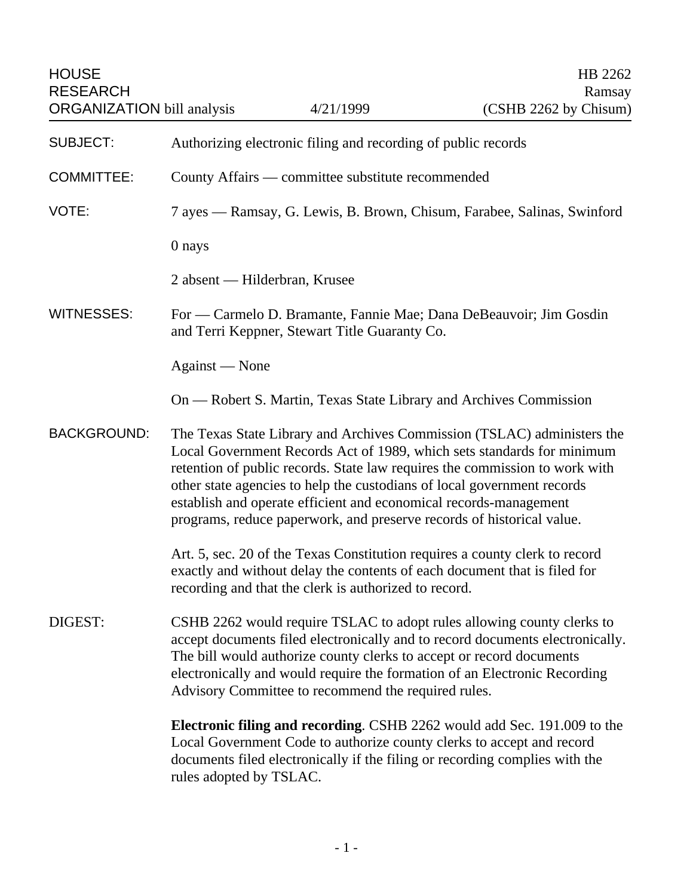HOUSE RESEARCH ORGANIZATION bill analysis — 4/21/1999

HB 2262
Ramsay
(CSHB 2262 by Chisum)

**SUBJECT:** Authorizing electronic filing and recording of public records

**COMMITTEE:** County Affairs — committee substitute recommended

**VOTE:** 7 ayes — Ramsay, G. Lewis, B. Brown, Chisum, Farabee, Salinas, Swinford

0 nays

2 absent — Hilderbran, Krusee

**WITNESSES:** For — Carmelo D. Bramante, Fannie Mae; Dana DeBeauvoir; Jim Gosdin and Terri Keppner, Stewart Title Guaranty Co.

Against — None

On — Robert S. Martin, Texas State Library and Archives Commission

**BACKGROUND:** The Texas State Library and Archives Commission (TSLAC) administers the Local Government Records Act of 1989, which sets standards for minimum retention of public records. State law requires the commission to work with other state agencies to help the custodians of local government records establish and operate efficient and economical records-management programs, reduce paperwork, and preserve records of historical value.

Art. 5, sec. 20 of the Texas Constitution requires a county clerk to record exactly and without delay the contents of each document that is filed for recording and that the clerk is authorized to record.

**DIGEST:** CSHB 2262 would require TSLAC to adopt rules allowing county clerks to accept documents filed electronically and to record documents electronically. The bill would authorize county clerks to accept or record documents electronically and would require the formation of an Electronic Recording Advisory Committee to recommend the required rules.

**Electronic filing and recording**. CSHB 2262 would add Sec. 191.009 to the Local Government Code to authorize county clerks to accept and record documents filed electronically if the filing or recording complies with the rules adopted by TSLAC.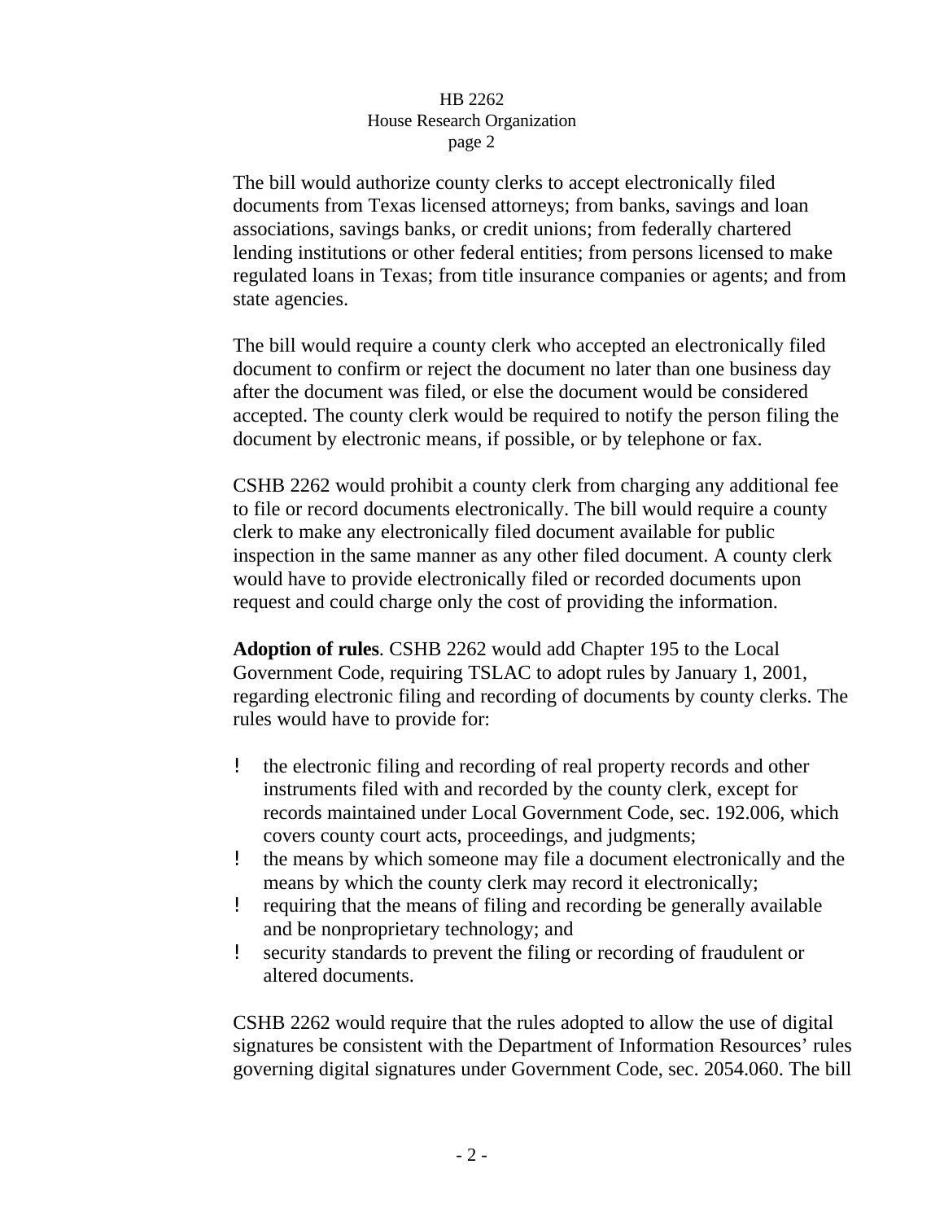The bill would authorize county clerks to accept electronically filed documents from Texas licensed attorneys; from banks, savings and loan associations, savings banks, or credit unions; from federally chartered lending institutions or other federal entities; from persons licensed to make regulated loans in Texas; from title insurance companies or agents; and from state agencies.

The bill would require a county clerk who accepted an electronically filed document to confirm or reject the document no later than one business day after the document was filed, or else the document would be considered accepted. The county clerk would be required to notify the person filing the document by electronic means, if possible, or by telephone or fax.

CSHB 2262 would prohibit a county clerk from charging any additional fee to file or record documents electronically. The bill would require a county clerk to make any electronically filed document available for public inspection in the same manner as any other filed document. A county clerk would have to provide electronically filed or recorded documents upon request and could charge only the cost of providing the information.

**Adoption of rules**. CSHB 2262 would add Chapter 195 to the Local Government Code, requiring TSLAC to adopt rules by January 1, 2001, regarding electronic filing and recording of documents by county clerks. The rules would have to provide for:

- the electronic filing and recording of real property records and other instruments filed with and recorded by the county clerk, except for records maintained under Local Government Code, sec. 192.006, which covers county court acts, proceedings, and judgments;
- the means by which someone may file a document electronically and the means by which the county clerk may record it electronically;
- requiring that the means of filing and recording be generally available and be nonproprietary technology; and
- security standards to prevent the filing or recording of fraudulent or altered documents.

CSHB 2262 would require that the rules adopted to allow the use of digital signatures be consistent with the Department of Information Resources' rules governing digital signatures under Government Code, sec. 2054.060. The bill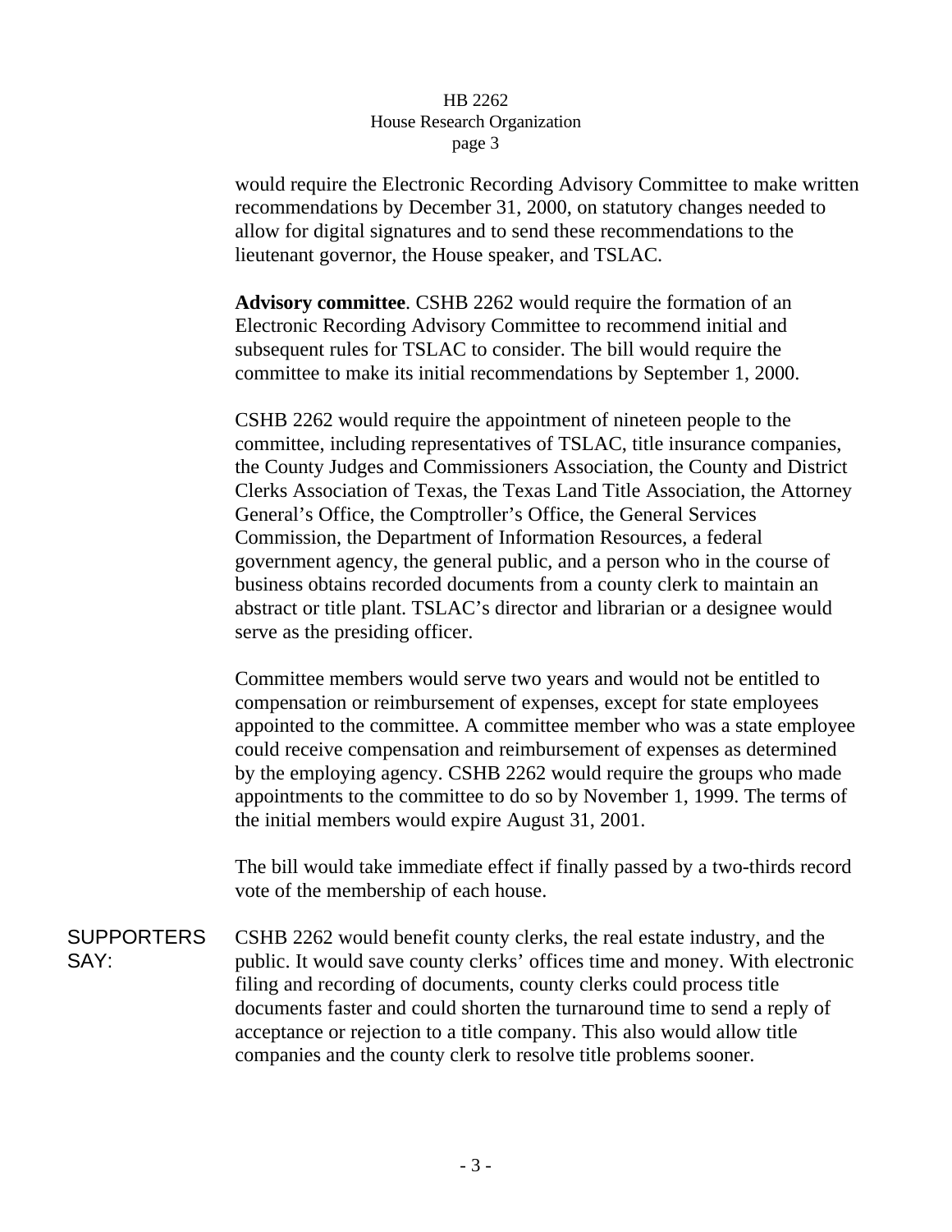would require the Electronic Recording Advisory Committee to make written recommendations by December 31, 2000, on statutory changes needed to allow for digital signatures and to send these recommendations to the lieutenant governor, the House speaker, and TSLAC.

**Advisory committee**. CSHB 2262 would require the formation of an Electronic Recording Advisory Committee to recommend initial and subsequent rules for TSLAC to consider. The bill would require the committee to make its initial recommendations by September 1, 2000.

CSHB 2262 would require the appointment of nineteen people to the committee, including representatives of TSLAC, title insurance companies, the County Judges and Commissioners Association, the County and District Clerks Association of Texas, the Texas Land Title Association, the Attorney General's Office, the Comptroller's Office, the General Services Commission, the Department of Information Resources, a federal government agency, the general public, and a person who in the course of business obtains recorded documents from a county clerk to maintain an abstract or title plant. TSLAC's director and librarian or a designee would serve as the presiding officer.

Committee members would serve two years and would not be entitled to compensation or reimbursement of expenses, except for state employees appointed to the committee. A committee member who was a state employee could receive compensation and reimbursement of expenses as determined by the employing agency. CSHB 2262 would require the groups who made appointments to the committee to do so by November 1, 1999. The terms of the initial members would expire August 31, 2001.

The bill would take immediate effect if finally passed by a two-thirds record vote of the membership of each house.

SUPPORTERS SAY:

CSHB 2262 would benefit county clerks, the real estate industry, and the public. It would save county clerks' offices time and money. With electronic filing and recording of documents, county clerks could process title documents faster and could shorten the turnaround time to send a reply of acceptance or rejection to a title company. This also would allow title companies and the county clerk to resolve title problems sooner.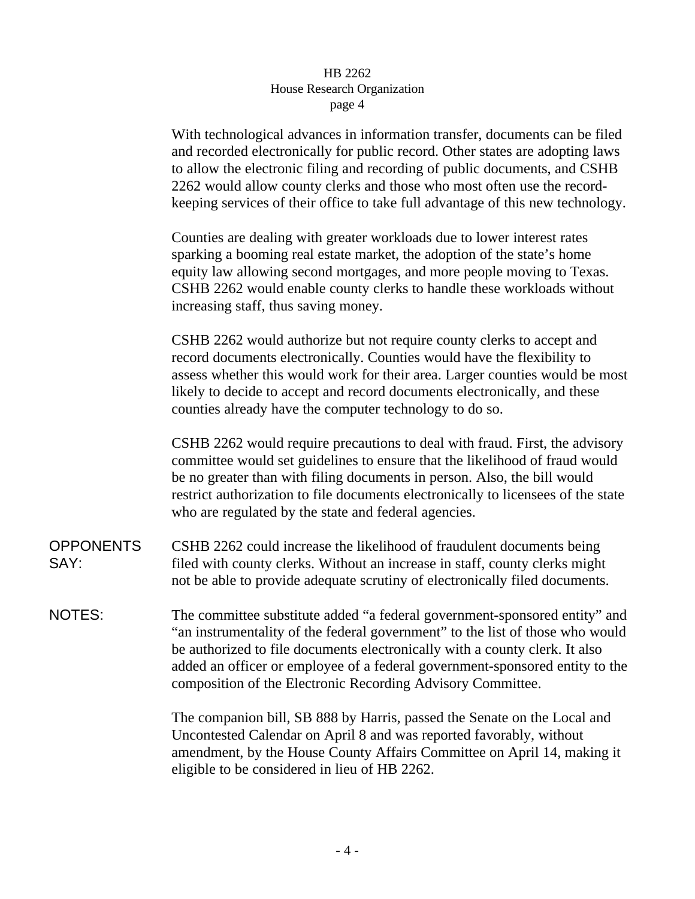With technological advances in information transfer, documents can be filed and recorded electronically for public record. Other states are adopting laws to allow the electronic filing and recording of public documents, and CSHB 2262 would allow county clerks and those who most often use the record-keeping services of their office to take full advantage of this new technology.

Counties are dealing with greater workloads due to lower interest rates sparking a booming real estate market, the adoption of the state's home equity law allowing second mortgages, and more people moving to Texas. CSHB 2262 would enable county clerks to handle these workloads without increasing staff, thus saving money.

CSHB 2262 would authorize but not require county clerks to accept and record documents electronically. Counties would have the flexibility to assess whether this would work for their area. Larger counties would be most likely to decide to accept and record documents electronically, and these counties already have the computer technology to do so.

CSHB 2262 would require precautions to deal with fraud. First, the advisory committee would set guidelines to ensure that the likelihood of fraud would be no greater than with filing documents in person. Also, the bill would restrict authorization to file documents electronically to licensees of the state who are regulated by the state and federal agencies.

**OPPONENTS SAY:** CSHB 2262 could increase the likelihood of fraudulent documents being filed with county clerks. Without an increase in staff, county clerks might not be able to provide adequate scrutiny of electronically filed documents.

**NOTES:** The committee substitute added "a federal government-sponsored entity" and "an instrumentality of the federal government" to the list of those who would be authorized to file documents electronically with a county clerk. It also added an officer or employee of a federal government-sponsored entity to the composition of the Electronic Recording Advisory Committee.

The companion bill, SB 888 by Harris, passed the Senate on the Local and Uncontested Calendar on April 8 and was reported favorably, without amendment, by the House County Affairs Committee on April 14, making it eligible to be considered in lieu of HB 2262.